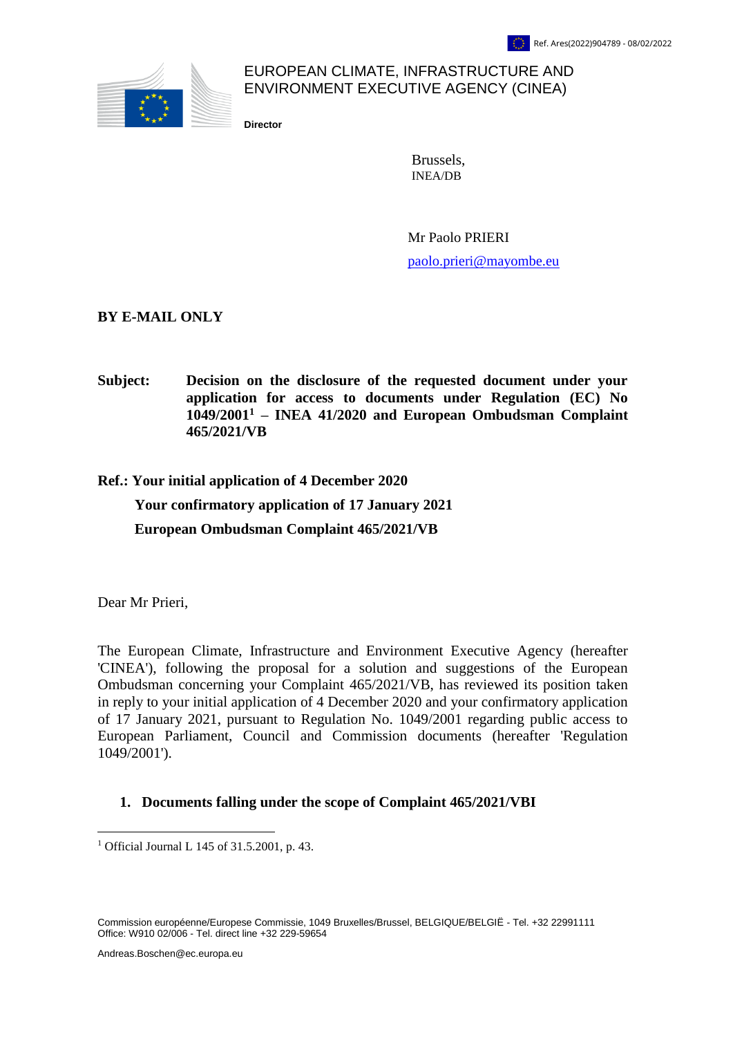Ref. Ares(2022)904789 - 08/02/2022

EUROPEAN CLIMATE, INFRASTRUCTURE AND ENVIRONMENT EXECUTIVE AGENCY (CINEA)

**Director**

Brussels,
INEA/DB

Mr Paolo PRIERI
paolo.prieri@mayombe.eu

**BY E-MAIL ONLY**

**Subject: Decision on the disclosure of the requested document under your application for access to documents under Regulation (EC) No 1049/2001[1] – INEA 41/2020 and European Ombudsman Complaint 465/2021/VB**

**Ref.: Your initial application of 4 December 2020**
**Your confirmatory application of 17 January 2021**
**European Ombudsman Complaint 465/2021/VB**

Dear Mr Prieri,

The European Climate, Infrastructure and Environment Executive Agency (hereafter 'CINEA'), following the proposal for a solution and suggestions of the European Ombudsman concerning your Complaint 465/2021/VB, has reviewed its position taken in reply to your initial application of 4 December 2020 and your confirmatory application of 17 January 2021, pursuant to Regulation No. 1049/2001 regarding public access to European Parliament, Council and Commission documents (hereafter 'Regulation 1049/2001').

## 1. Documents falling under the scope of Complaint 465/2021/VBI

[1] Official Journal L 145 of 31.5.2001, p. 43.

Commission européenne/Europese Commissie, 1049 Bruxelles/Brussel, BELGIQUE/BELGIË - Tel. +32 22991111
Office: W910 02/006 - Tel. direct line +32 229-59654

Andreas.Boschen@ec.europa.eu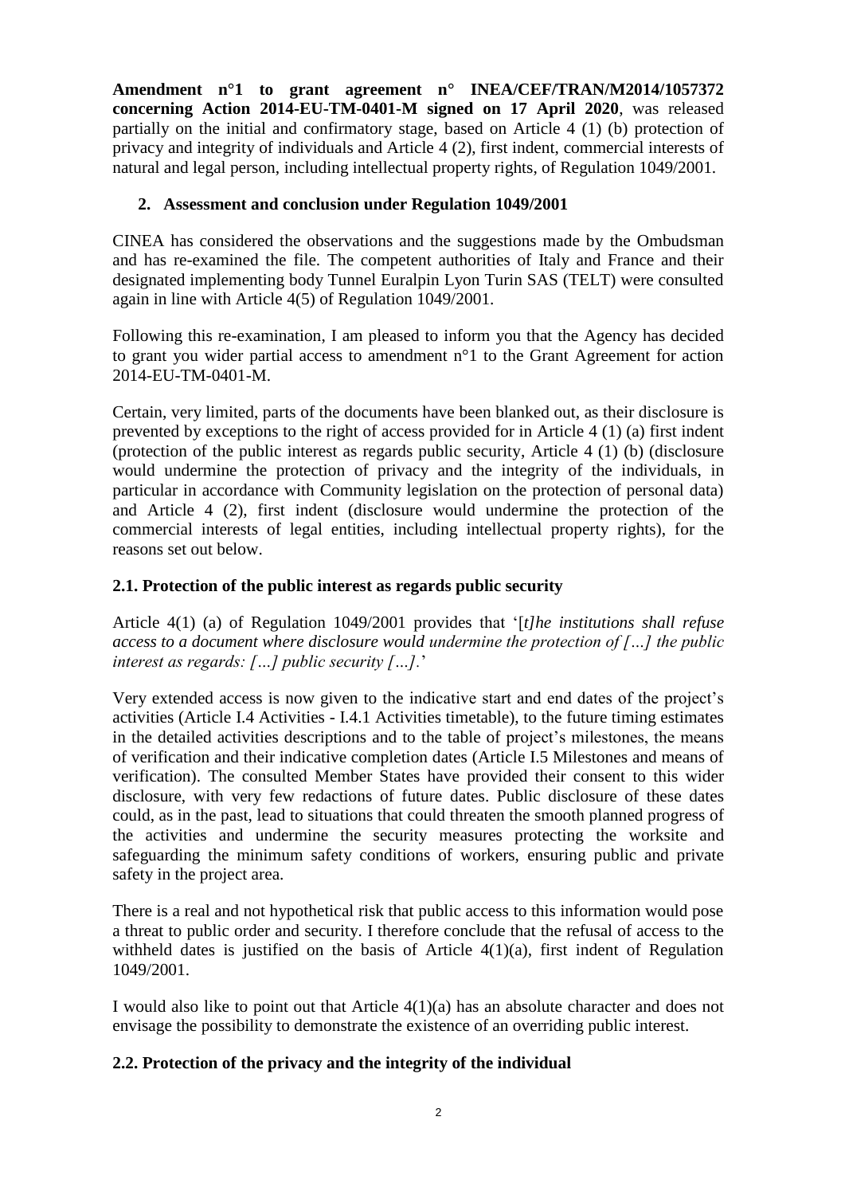**Amendment n°1 to grant agreement n° INEA/CEF/TRAN/M2014/1057372 concerning Action 2014-EU-TM-0401-M signed on 17 April 2020**, was released partially on the initial and confirmatory stage, based on Article 4 (1) (b) protection of privacy and integrity of individuals and Article 4 (2), first indent, commercial interests of natural and legal person, including intellectual property rights, of Regulation 1049/2001.

## 2. Assessment and conclusion under Regulation 1049/2001

CINEA has considered the observations and the suggestions made by the Ombudsman and has re-examined the file. The competent authorities of Italy and France and their designated implementing body Tunnel Euralpin Lyon Turin SAS (TELT) were consulted again in line with Article 4(5) of Regulation 1049/2001.

Following this re-examination, I am pleased to inform you that the Agency has decided to grant you wider partial access to amendment n°1 to the Grant Agreement for action 2014-EU-TM-0401-M.

Certain, very limited, parts of the documents have been blanked out, as their disclosure is prevented by exceptions to the right of access provided for in Article 4 (1) (a) first indent (protection of the public interest as regards public security, Article 4 (1) (b) (disclosure would undermine the protection of privacy and the integrity of the individuals, in particular in accordance with Community legislation on the protection of personal data) and Article 4 (2), first indent (disclosure would undermine the protection of the commercial interests of legal entities, including intellectual property rights), for the reasons set out below.

### 2.1. Protection of the public interest as regards public security

Article 4(1) (a) of Regulation 1049/2001 provides that '[*t]he institutions shall refuse access to a document where disclosure would undermine the protection of […] the public interest as regards: […] public security […].*'

Very extended access is now given to the indicative start and end dates of the project's activities (Article I.4 Activities - I.4.1 Activities timetable), to the future timing estimates in the detailed activities descriptions and to the table of project's milestones, the means of verification and their indicative completion dates (Article I.5 Milestones and means of verification). The consulted Member States have provided their consent to this wider disclosure, with very few redactions of future dates. Public disclosure of these dates could, as in the past, lead to situations that could threaten the smooth planned progress of the activities and undermine the security measures protecting the worksite and safeguarding the minimum safety conditions of workers, ensuring public and private safety in the project area.

There is a real and not hypothetical risk that public access to this information would pose a threat to public order and security. I therefore conclude that the refusal of access to the withheld dates is justified on the basis of Article 4(1)(a), first indent of Regulation 1049/2001.

I would also like to point out that Article 4(1)(a) has an absolute character and does not envisage the possibility to demonstrate the existence of an overriding public interest.

### 2.2. Protection of the privacy and the integrity of the individual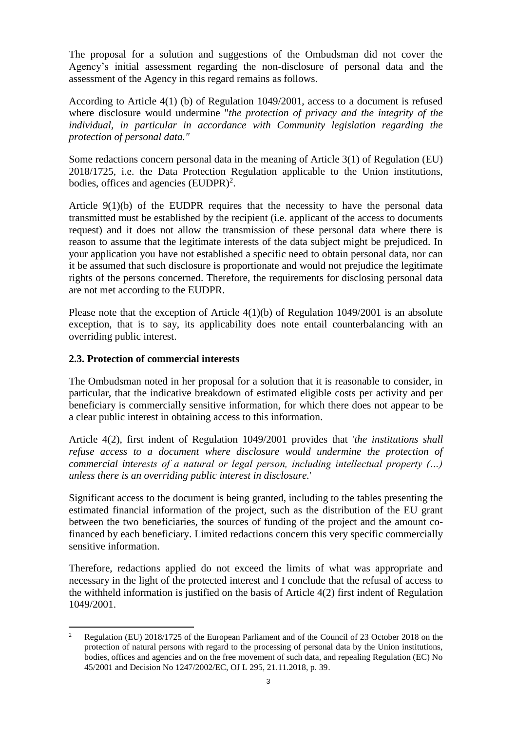The proposal for a solution and suggestions of the Ombudsman did not cover the Agency's initial assessment regarding the non-disclosure of personal data and the assessment of the Agency in this regard remains as follows.

According to Article 4(1) (b) of Regulation 1049/2001, access to a document is refused where disclosure would undermine "*the protection of privacy and the integrity of the individual, in particular in accordance with Community legislation regarding the protection of personal data."*

Some redactions concern personal data in the meaning of Article 3(1) of Regulation (EU) 2018/1725, i.e. the Data Protection Regulation applicable to the Union institutions, bodies, offices and agencies (EUDPR)[2].

Article 9(1)(b) of the EUDPR requires that the necessity to have the personal data transmitted must be established by the recipient (i.e. applicant of the access to documents request) and it does not allow the transmission of these personal data where there is reason to assume that the legitimate interests of the data subject might be prejudiced. In your application you have not established a specific need to obtain personal data, nor can it be assumed that such disclosure is proportionate and would not prejudice the legitimate rights of the persons concerned. Therefore, the requirements for disclosing personal data are not met according to the EUDPR.

Please note that the exception of Article 4(1)(b) of Regulation 1049/2001 is an absolute exception, that is to say, its applicability does note entail counterbalancing with an overriding public interest.

### 2.3. Protection of commercial interests

The Ombudsman noted in her proposal for a solution that it is reasonable to consider, in particular, that the indicative breakdown of estimated eligible costs per activity and per beneficiary is commercially sensitive information, for which there does not appear to be a clear public interest in obtaining access to this information.

Article 4(2), first indent of Regulation 1049/2001 provides that '*the institutions shall refuse access to a document where disclosure would undermine the protection of commercial interests of a natural or legal person, including intellectual property (…) unless there is an overriding public interest in disclosure.*'

Significant access to the document is being granted, including to the tables presenting the estimated financial information of the project, such as the distribution of the EU grant between the two beneficiaries, the sources of funding of the project and the amount co-financed by each beneficiary. Limited redactions concern this very specific commercially sensitive information.

Therefore, redactions applied do not exceed the limits of what was appropriate and necessary in the light of the protected interest and I conclude that the refusal of access to the withheld information is justified on the basis of Article 4(2) first indent of Regulation 1049/2001.

---

[2] Regulation (EU) 2018/1725 of the European Parliament and of the Council of 23 October 2018 on the protection of natural persons with regard to the processing of personal data by the Union institutions, bodies, offices and agencies and on the free movement of such data, and repealing Regulation (EC) No 45/2001 and Decision No 1247/2002/EC, OJ L 295, 21.11.2018, p. 39.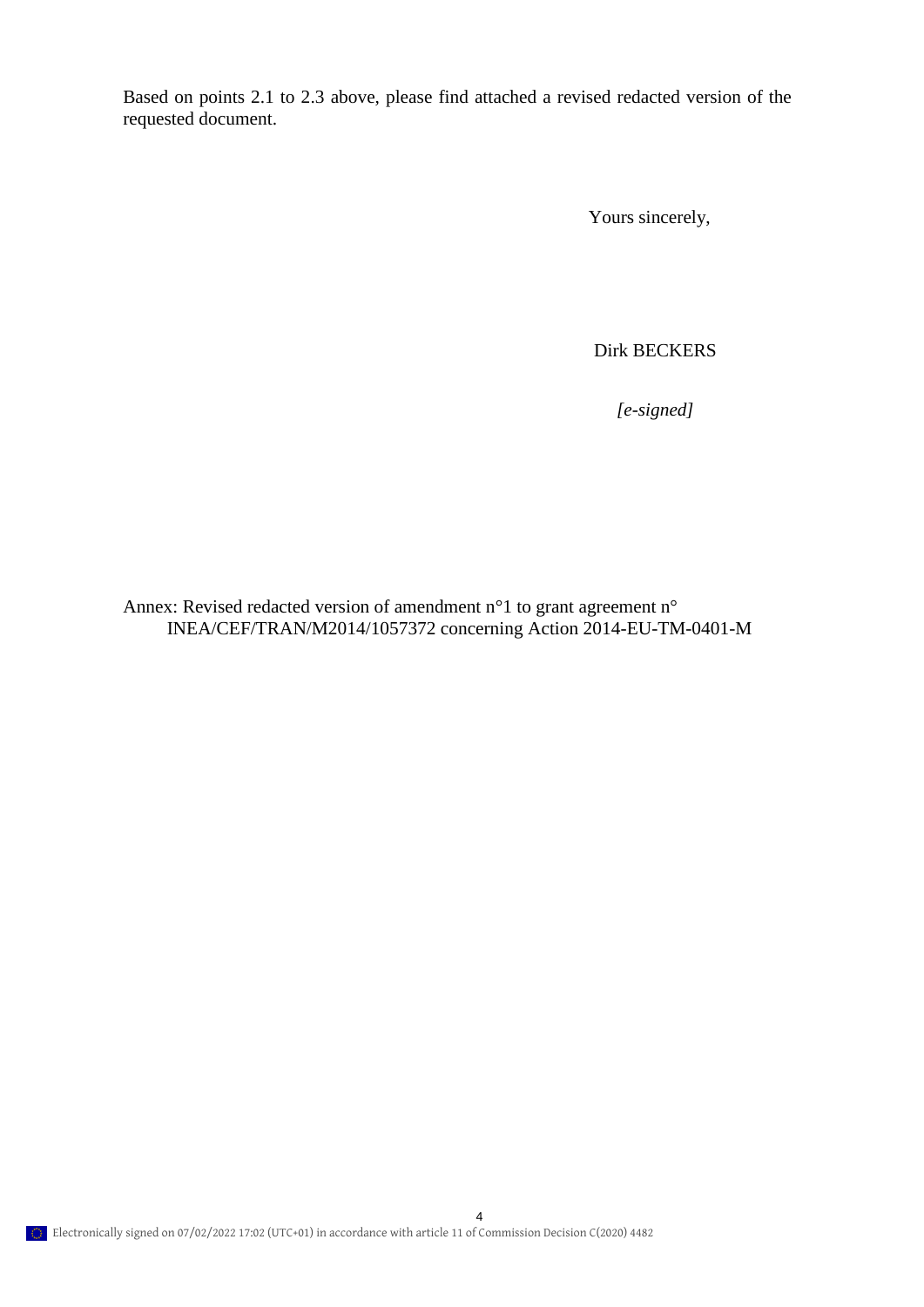Based on points 2.1 to 2.3 above, please find attached a revised redacted version of the requested document.

Yours sincerely,

Dirk BECKERS

*[e-signed]*

Annex: Revised redacted version of amendment n°1 to grant agreement n° INEA/CEF/TRAN/M2014/1057372 concerning Action 2014-EU-TM-0401-M

Electronically signed on 07/02/2022 17:02 (UTC+01) in accordance with article 11 of Commission Decision C(2020) 4482